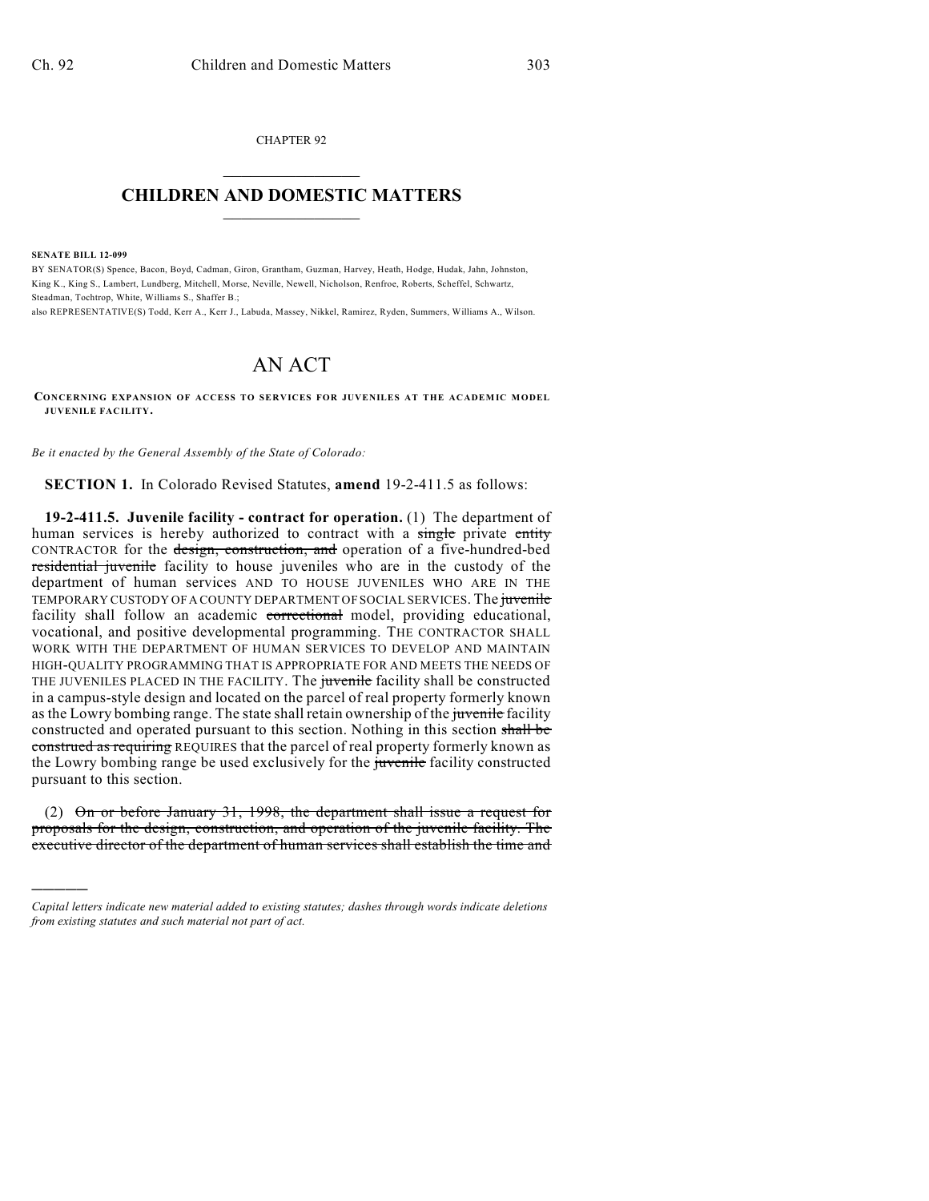CHAPTER 92

# CHILDREN AND DOMESTIC MATTERS

**SENATE BILL 12-099**

BY SENATOR(S) Spence, Bacon, Boyd, Cadman, Giron, Grantham, Guzman, Harvey, Heath, Hodge, Hudak, Jahn, Johnston, King K., King S., Lambert, Lundberg, Mitchell, Morse, Neville, Newell, Nicholson, Renfroe, Roberts, Scheffel, Schwartz, Steadman, Tochtrop, White, Williams S., Shaffer B.;

also REPRESENTATIVE(S) Todd, Kerr A., Kerr J., Labuda, Massey, Nikkel, Ramirez, Ryden, Summers, Williams A., Wilson.

# AN ACT

**CONCERNING EXPANSION OF ACCESS TO SERVICES FOR JUVENILES AT THE ACADEMIC MODEL JUVENILE FACILITY.**

*Be it enacted by the General Assembly of the State of Colorado:*

**SECTION 1.** In Colorado Revised Statutes, **amend** 19-2-411.5 as follows:

**19-2-411.5. Juvenile facility - contract for operation.** (1) The department of human services is hereby authorized to contract with a ~~single~~ private ~~entity~~ CONTRACTOR for the ~~design, construction, and~~ operation of a five-hundred-bed ~~residential juvenile~~ facility to house juveniles who are in the custody of the department of human services AND TO HOUSE JUVENILES WHO ARE IN THE TEMPORARY CUSTODY OF A COUNTY DEPARTMENT OF SOCIAL SERVICES. The ~~juvenile~~ facility shall follow an academic ~~correctional~~ model, providing educational, vocational, and positive developmental programming. THE CONTRACTOR SHALL WORK WITH THE DEPARTMENT OF HUMAN SERVICES TO DEVELOP AND MAINTAIN HIGH-QUALITY PROGRAMMING THAT IS APPROPRIATE FOR AND MEETS THE NEEDS OF THE JUVENILES PLACED IN THE FACILITY. The ~~juvenile~~ facility shall be constructed in a campus-style design and located on the parcel of real property formerly known as the Lowry bombing range. The state shall retain ownership of the ~~juvenile~~ facility constructed and operated pursuant to this section. Nothing in this section ~~shall be construed as requiring~~ REQUIRES that the parcel of real property formerly known as the Lowry bombing range be used exclusively for the ~~juvenile~~ facility constructed pursuant to this section.

(2) ~~On or before January 31, 1998, the department shall issue a request for proposals for the design, construction, and operation of the juvenile facility. The executive director of the department of human services shall establish the time and~~

---

*Capital letters indicate new material added to existing statutes; dashes through words indicate deletions from existing statutes and such material not part of act.*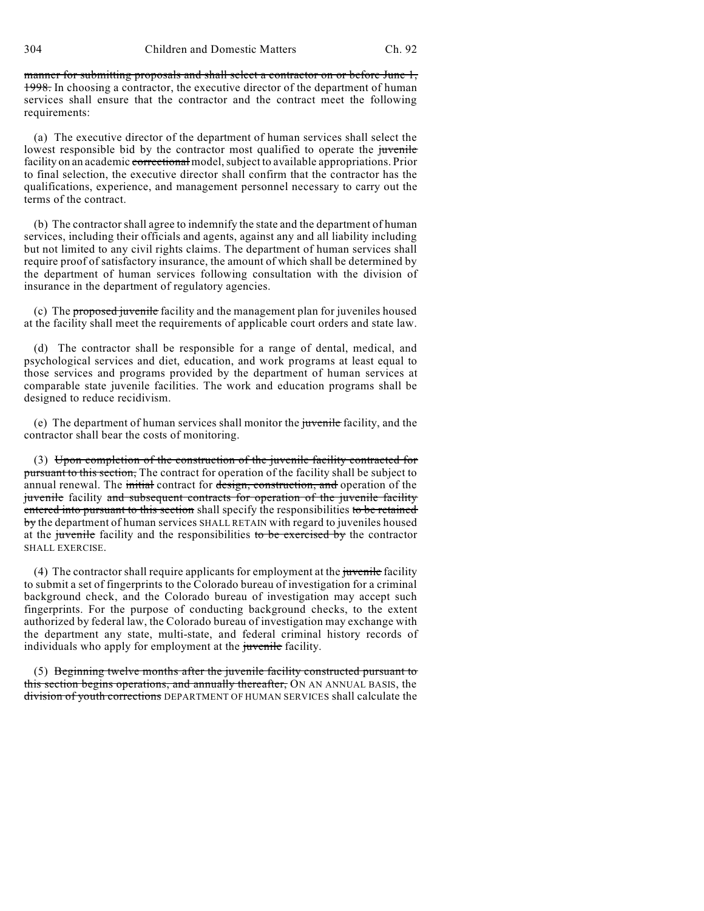~~manner for submitting proposals and shall select a contractor on or before June 1, 1998.~~ In choosing a contractor, the executive director of the department of human services shall ensure that the contractor and the contract meet the following requirements:

(a) The executive director of the department of human services shall select the lowest responsible bid by the contractor most qualified to operate the ~~juvenile~~ facility on an academic ~~correctional~~ model, subject to available appropriations. Prior to final selection, the executive director shall confirm that the contractor has the qualifications, experience, and management personnel necessary to carry out the terms of the contract.

(b) The contractor shall agree to indemnify the state and the department of human services, including their officials and agents, against any and all liability including but not limited to any civil rights claims. The department of human services shall require proof of satisfactory insurance, the amount of which shall be determined by the department of human services following consultation with the division of insurance in the department of regulatory agencies.

(c) The ~~proposed juvenile~~ facility and the management plan for juveniles housed at the facility shall meet the requirements of applicable court orders and state law.

(d) The contractor shall be responsible for a range of dental, medical, and psychological services and diet, education, and work programs at least equal to those services and programs provided by the department of human services at comparable state juvenile facilities. The work and education programs shall be designed to reduce recidivism.

(e) The department of human services shall monitor the ~~juvenile~~ facility, and the contractor shall bear the costs of monitoring.

(3) ~~Upon completion of the construction of the juvenile facility contracted for pursuant to this section,~~ The contract for operation of the facility shall be subject to annual renewal. The ~~initial~~ contract for ~~design, construction, and~~ operation of the ~~juvenile~~ facility ~~and subsequent contracts for operation of the juvenile facility entered into pursuant to this section~~ shall specify the responsibilities ~~to be retained by~~ the department of human services SHALL RETAIN with regard to juveniles housed at the ~~juvenile~~ facility and the responsibilities ~~to be exercised by~~ the contractor SHALL EXERCISE.

(4) The contractor shall require applicants for employment at the ~~juvenile~~ facility to submit a set of fingerprints to the Colorado bureau of investigation for a criminal background check, and the Colorado bureau of investigation may accept such fingerprints. For the purpose of conducting background checks, to the extent authorized by federal law, the Colorado bureau of investigation may exchange with the department any state, multi-state, and federal criminal history records of individuals who apply for employment at the ~~juvenile~~ facility.

(5) ~~Beginning twelve months after the juvenile facility constructed pursuant to this section begins operations, and annually thereafter,~~ ON AN ANNUAL BASIS, the ~~division of youth corrections~~ DEPARTMENT OF HUMAN SERVICES shall calculate the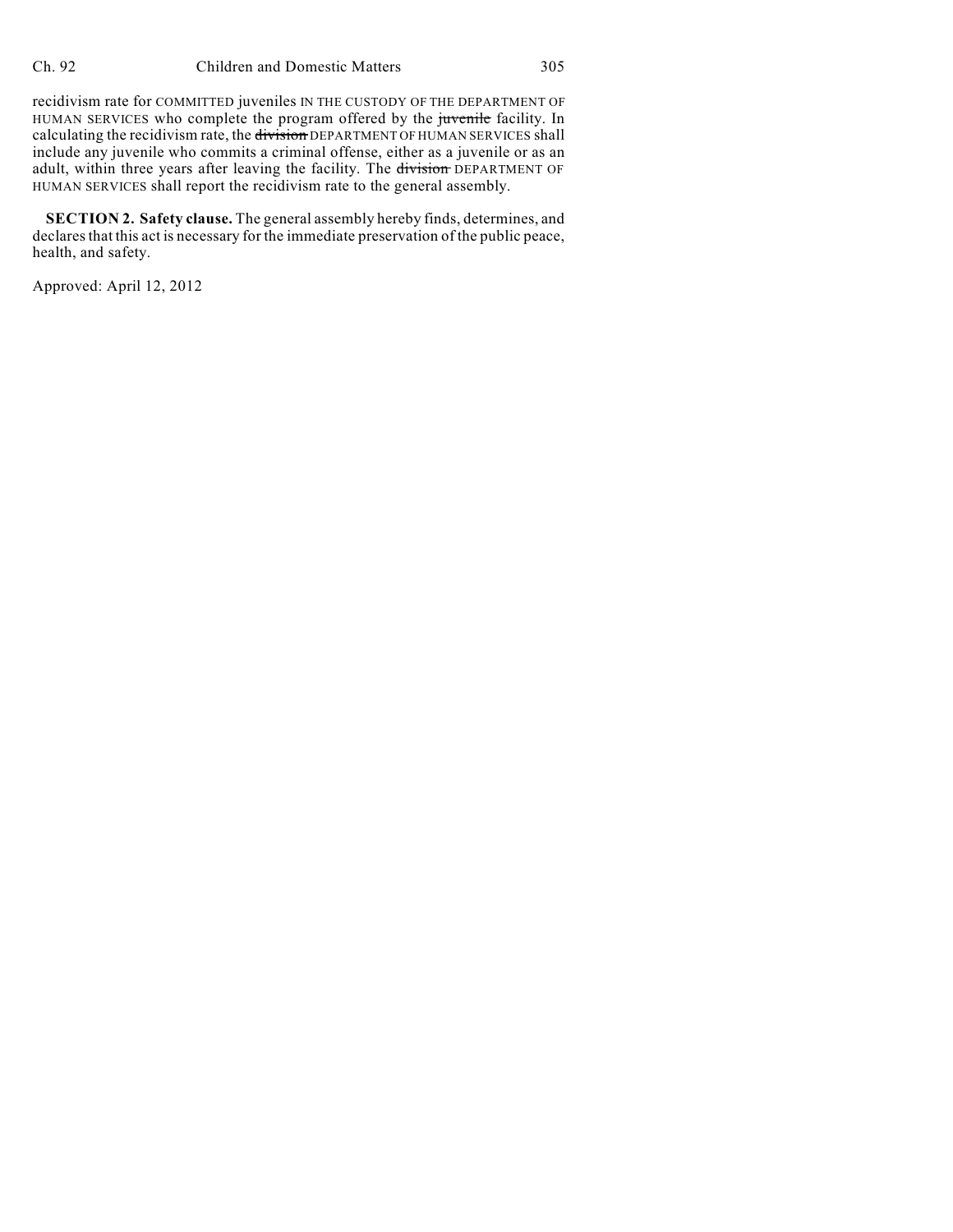recidivism rate for COMMITTED juveniles IN THE CUSTODY OF THE DEPARTMENT OF HUMAN SERVICES who complete the program offered by the ~~juvenile~~ facility. In calculating the recidivism rate, the ~~division~~ DEPARTMENT OF HUMAN SERVICES shall include any juvenile who commits a criminal offense, either as a juvenile or as an adult, within three years after leaving the facility. The ~~division~~ DEPARTMENT OF HUMAN SERVICES shall report the recidivism rate to the general assembly.

**SECTION 2. Safety clause.** The general assembly hereby finds, determines, and declares that this act is necessary for the immediate preservation of the public peace, health, and safety.

Approved: April 12, 2012